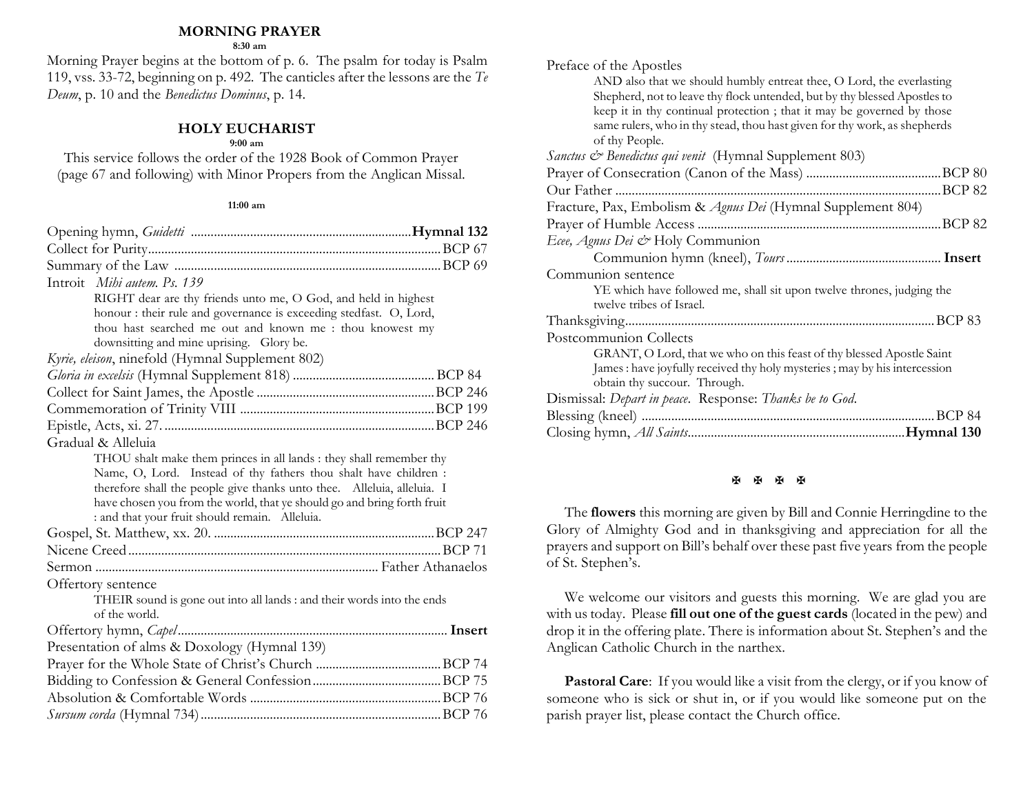## MORNING PRAYER

**8:30 am**

Morning Prayer begins at the bottom of p. 6. The psalm for today is Psalm 119, vss. 33-72, beginning on p. 492. The canticles after the lessons are the *Te Deum*, p. 10 and the *Benedictus Dominus*, p. 14.

## HOLY EUCHARIST

**9:00 am**

This service follows the order of the 1928 Book of Common Prayer (page 67 and following) with Minor Propers from the Anglican Missal.

**11:00 am**

Opening hymn, *Guidetti* .................................................................. **Hymnal 132**

Collect for Purity................................................................................BCP 67

Summary of the Law ..........................................................................BCP 69

Introit *Mihi autem. Ps. 139*

> RIGHT dear are thy friends unto me, O God, and held in highest honour : their rule and governance is exceeding stedfast. O, Lord, thou hast searched me out and known me : thou knowest my downsitting and mine uprising. Glory be.

*Kyrie, eleison*, ninefold (Hymnal Supplement 802)

*Gloria in excelsis* (Hymnal Supplement 818) ...................................... BCP 84

Collect for Saint James, the Apostle ...................................................BCP 246

Commemoration of Trinity VIII ..........................................................BCP 199

Epistle, Acts, xi. 27. .............................................................................BCP 246

Gradual & Alleluia

> THOU shalt make them princes in all lands : they shall remember thy Name, O, Lord. Instead of thy fathers thou shalt have children : therefore shall the people give thanks unto thee. Alleluia, alleluia. I have chosen you from the world, that ye should go and bring forth fruit : and that your fruit should remain. Alleluia.

Gospel, St. Matthew, xx. 20. ...............................................................BCP 247

Nicene Creed.........................................................................................BCP 71

Sermon .............................................................................. Father Athanaelos

Offertory sentence

> THEIR sound is gone out into all lands : and their words into the ends of the world.

Offertory hymn, *Capel*.......................................................................... **Insert**

Presentation of alms & Doxology (Hymnal 139)

Prayer for the Whole State of Christ's Church ......................................BCP 74

Bidding to Confession & General Confession.......................................BCP 75

Absolution & Comfortable Words .........................................................BCP 76

*Sursum corda* (Hymnal 734).................................................................BCP 76

Preface of the Apostles

> AND also that we should humbly entreat thee, O Lord, the everlasting Shepherd, not to leave thy flock untended, but by thy blessed Apostles to keep it in thy continual protection ; that it may be governed by those same rulers, who in thy stead, thou hast given for thy work, as shepherds of thy People.

*Sanctus & Benedictus qui venit* (Hymnal Supplement 803)

Prayer of Consecration (Canon of the Mass) .........................................BCP 80

Our Father ..............................................................................................BCP 82

Fracture, Pax, Embolism & *Agnus Dei* (Hymnal Supplement 804)

Prayer of Humble Access ........................................................................BCP 82

*Ecce, Agnus Dei &* Holy Communion

> Communion hymn (kneel), *Tours* .............................................. **Insert**

Communion sentence

> YE which have followed me, shall sit upon twelve thrones, judging the twelve tribes of Israel.

Thanksgiving...........................................................................................BCP 83

Postcommunion Collects

> GRANT, O Lord, that we who on this feast of thy blessed Apostle Saint James : have joyfully received thy holy mysteries ; may by his intercession obtain thy succour. Through.

Dismissal: *Depart in peace*. Response: *Thanks be to God*.

Blessing (kneel) .......................................................................................BCP 84

Closing hymn, *All Saints*................................................................**Hymnal 130**

✠ ✠ ✠ ✠

The **flowers** this morning are given by Bill and Connie Herringdine to the Glory of Almighty God and in thanksgiving and appreciation for all the prayers and support on Bill's behalf over these past five years from the people of St. Stephen's.

We welcome our visitors and guests this morning. We are glad you are with us today. Please **fill out one of the guest cards** (located in the pew) and drop it in the offering plate. There is information about St. Stephen's and the Anglican Catholic Church in the narthex.

**Pastoral Care**: If you would like a visit from the clergy, or if you know of someone who is sick or shut in, or if you would like someone put on the parish prayer list, please contact the Church office.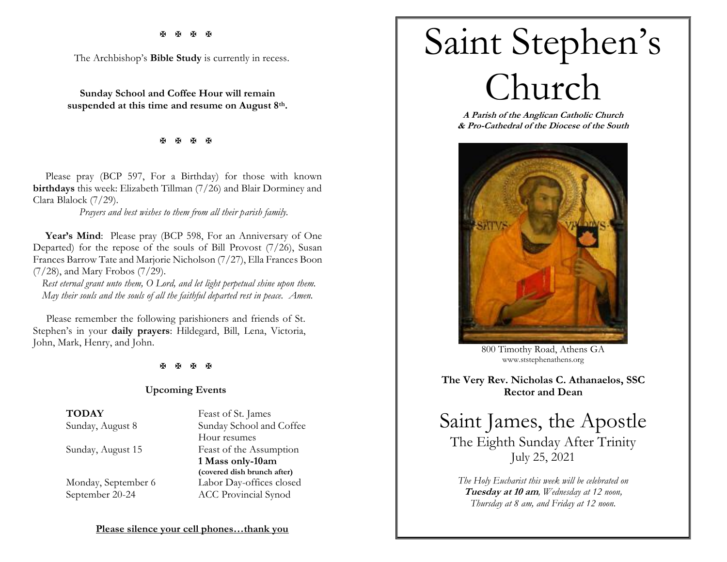✠ ✠ ✠ ✠

The Archbishop's **Bible Study** is currently in recess.

**Sunday School and Coffee Hour will remain suspended at this time and resume on August 8th.**

✠ ✠ ✠ ✠

Please pray (BCP 597, For a Birthday) for those with known **birthdays** this week: Elizabeth Tillman (7/26) and Blair Dorminey and Clara Blalock (7/29).

*Prayers and best wishes to them from all their parish family.*

**Year's Mind**: Please pray (BCP 598, For an Anniversary of One Departed) for the repose of the souls of Bill Provost (7/26), Susan Frances Barrow Tate and Marjorie Nicholson (7/27), Ella Frances Boon (7/28), and Mary Frobos (7/29).

*Rest eternal grant unto them, O Lord, and let light perpetual shine upon them. May their souls and the souls of all the faithful departed rest in peace. Amen.*

Please remember the following parishioners and friends of St. Stephen's in your **daily prayers**: Hildegard, Bill, Lena, Victoria, John, Mark, Henry, and John.

✠ ✠ ✠ ✠

**Upcoming Events**

| | |
|---|---|
| **TODAY** | Feast of St. James |
| Sunday, August 8 | Sunday School and Coffee Hour resumes |
| Sunday, August 15 | Feast of the Assumption **1 Mass only-10am** **(covered dish brunch after)** |
| Monday, September 6 | Labor Day-offices closed |
| September 20-24 | ACC Provincial Synod |

**Please silence your cell phones…thank you**

# Saint Stephen's Church

***A Parish of the Anglican Catholic Church & Pro-Cathedral of the Diocese of the South***

800 Timothy Road, Athens GA
www.ststephenathens.org

**The Very Rev. Nicholas C. Athanaelos, SSC**
**Rector and Dean**

## Saint James, the Apostle

The Eighth Sunday After Trinity
July 25, 2021

*The Holy Eucharist this week will be celebrated on* ***Tuesday at 10 am****, Wednesday at 12 noon, Thursday at 8 am, and Friday at 12 noon.*